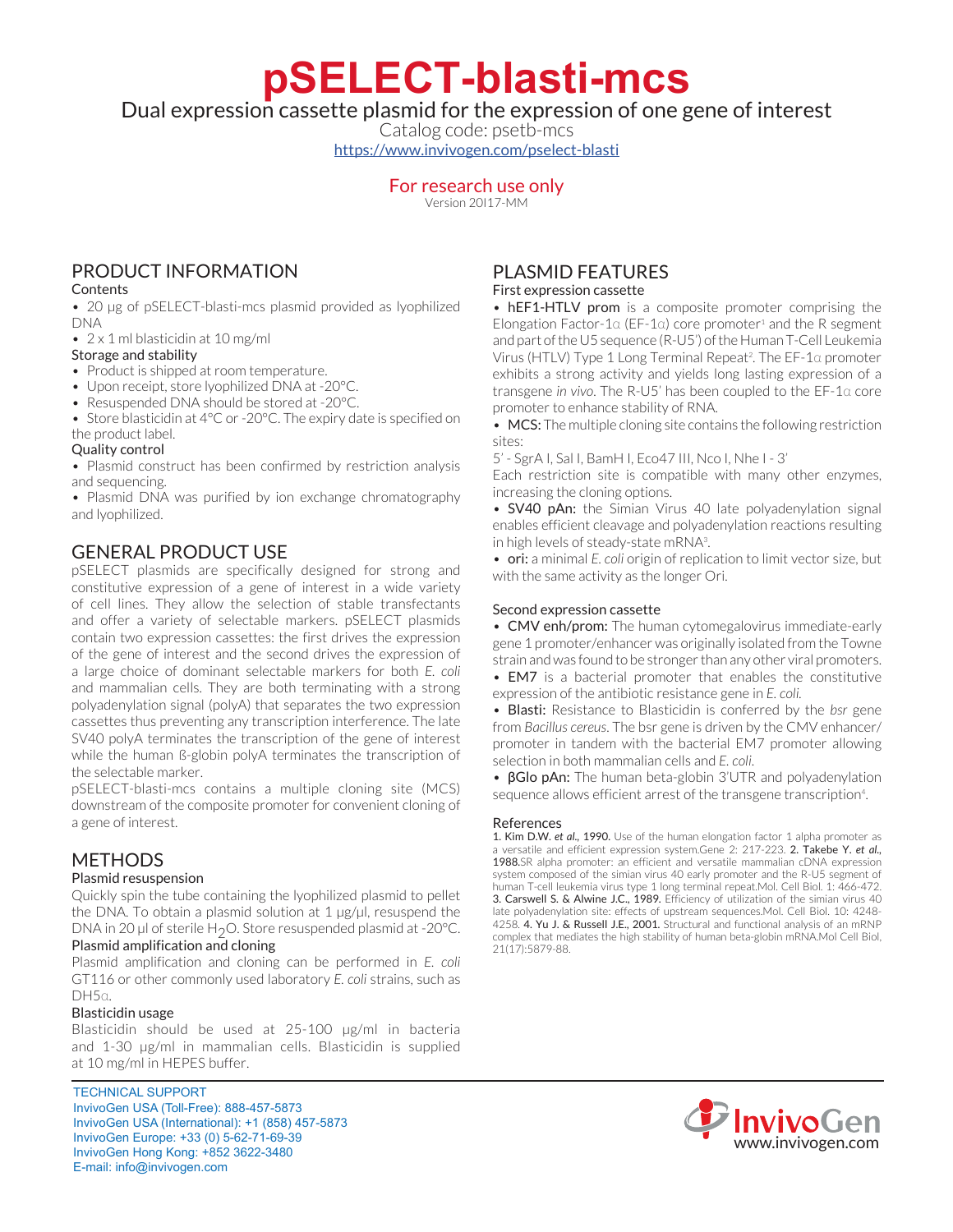# pSELECT-blasti-mcs

Dual expression cassette plasmid for the expression of one gene of interest

Catalog code: psetb-mcs

https://www.invivogen.com/pselect-blasti

For research use only

Version 20I17-MM

## PRODUCT INFORMATION

### Contents

- 20 µg of pSELECT-blasti-mcs plasmid provided as lyophilized DNA
- 2 x 1 ml blasticidin at 10 mg/ml

### Storage and stability

- Product is shipped at room temperature.
- Upon receipt, store lyophilized DNA at -20°C.
- Resuspended DNA should be stored at -20°C.
- Store blasticidin at 4°C or -20°C. The expiry date is specified on the product label.

### Quality control

- Plasmid construct has been confirmed by restriction analysis and sequencing.
- Plasmid DNA was purified by ion exchange chromatography and lyophilized.

## GENERAL PRODUCT USE

pSELECT plasmids are specifically designed for strong and constitutive expression of a gene of interest in a wide variety of cell lines. They allow the selection of stable transfectants and offer a variety of selectable markers. pSELECT plasmids contain two expression cassettes: the first drives the expression of the gene of interest and the second drives the expression of a large choice of dominant selectable markers for both *E. coli* and mammalian cells. They are both terminating with a strong polyadenylation signal (polyA) that separates the two expression cassettes thus preventing any transcription interference. The late SV40 polyA terminates the transcription of the gene of interest while the human ß-globin polyA terminates the transcription of the selectable marker.

pSELECT-blasti-mcs contains a multiple cloning site (MCS) downstream of the composite promoter for convenient cloning of a gene of interest.

## METHODS

### Plasmid resuspension

Quickly spin the tube containing the lyophilized plasmid to pellet the DNA. To obtain a plasmid solution at 1 µg/µl, resuspend the DNA in 20 µl of sterile $H_2O$. Store resuspended plasmid at -20°C.

### Plasmid amplification and cloning

Plasmid amplification and cloning can be performed in *E. coli* GT116 or other commonly used laboratory *E. coli* strains, such as DH5α.

### Blasticidin usage

Blasticidin should be used at 25-100 µg/ml in bacteria and 1-30 µg/ml in mammalian cells. Blasticidin is supplied at 10 mg/ml in HEPES buffer.

## PLASMID FEATURES

### First expression cassette

- **hEF1-HTLV prom** is a composite promoter comprising the Elongation Factor-1α (EF-1α) core promoter[1] and the R segment and part of the U5 sequence (R-U5') of the Human T-Cell Leukemia Virus (HTLV) Type 1 Long Terminal Repeat[2]. The EF-1α promoter exhibits a strong activity and yields long lasting expression of a transgene *in vivo*. The R-U5' has been coupled to the EF-1α core promoter to enhance stability of RNA.
- **MCS:** The multiple cloning site contains the following restriction sites:

5' - SgrA I, Sal I, BamH I, Eco47 III, Nco I, Nhe I - 3'

Each restriction site is compatible with many other enzymes, increasing the cloning options.

- **SV40 pAn:** the Simian Virus 40 late polyadenylation signal enables efficient cleavage and polyadenylation reactions resulting in high levels of steady-state mRNA[3].
- **ori:** a minimal *E. coli* origin of replication to limit vector size, but with the same activity as the longer Ori.

### Second expression cassette

- **CMV enh/prom:** The human cytomegalovirus immediate-early gene 1 promoter/enhancer was originally isolated from the Towne strain and was found to be stronger than any other viral promoters.
- **EM7** is a bacterial promoter that enables the constitutive expression of the antibiotic resistance gene in *E. coli.*
- **Blasti:** Resistance to Blasticidin is conferred by the *bsr* gene from *Bacillus cereus*. The bsr gene is driven by the CMV enhancer/promoter in tandem with the bacterial EM7 promoter allowing selection in both mammalian cells and *E. coli.*
- **βGlo pAn:** The human beta-globin 3'UTR and polyadenylation sequence allows efficient arrest of the transgene transcription[4].

### References

**1. Kim D.W.** ***et al.*****, 1990.** Use of the human elongation factor 1 alpha promoter as a versatile and efficient expression system.Gene 2: 217-223. **2. Takebe Y.** ***et al.*****, 1988.**SR alpha promoter: an efficient and versatile mammalian cDNA expression system composed of the simian virus 40 early promoter and the R-U5 segment of human T-cell leukemia virus type 1 long terminal repeat.Mol. Cell Biol. 1: 466-472. **3. Carswell S. & Alwine J.C., 1989.** Efficiency of utilization of the simian virus 40 late polyadenylation site: effects of upstream sequences.Mol. Cell Biol. 10: 4248-4258. **4. Yu J. & Russell J.E., 2001.** Structural and functional analysis of an mRNP complex that mediates the high stability of human beta-globin mRNA.Mol Cell Biol, 21(17):5879-88.

TECHNICAL SUPPORT
InvivoGen USA (Toll-Free): 888-457-5873
InvivoGen USA (International): +1 (858) 457-5873
InvivoGen Europe: +33 (0) 5-62-71-69-39
InvivoGen Hong Kong: +852 3622-3480
E-mail: info@invivogen.com

InvivoGen
www.invivogen.com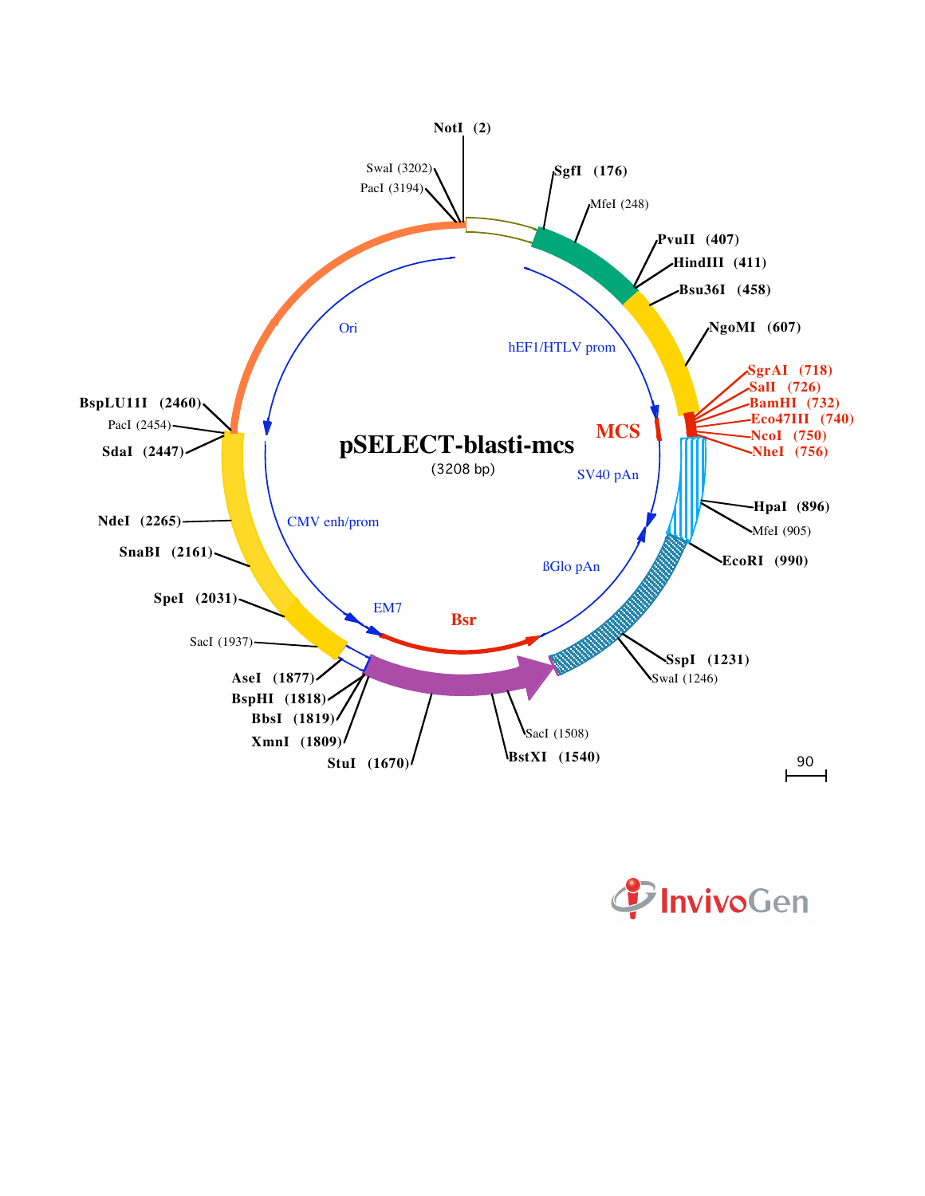# pSELECT-blasti-mcs

(3208 bp)

NotI (2)

SgfI (176)

MfeI (248)

PvuII (407)

HindIII (411)

Bsu36I (458)

NgoMI (607)

SgrAI (718)

SalI (726)

BamHI (732)

Eco47III (740)

NcoI (750)

NheI (756)

HpaI (896)

MfeI (905)

EcoRI (990)

SspI (1231)

SwaI (1246)

SacI (1508)

BstXI (1540)

StuI (1670)

XmnI (1809)

BbsI (1819)

BspHI (1818)

AseI (1877)

SacI (1937)

SpeI (2031)

SnaBI (2161)

NdeI (2265)

SdaI (2447)

PacI (2454)

BspLU11I (2460)

PacI (3194)

SwaI (3202)

hEF1/HTLV prom

MCS

SV40 pAn

ßGlo pAn

Bsr

EM7

CMV enh/prom

Ori

90

InvivoGen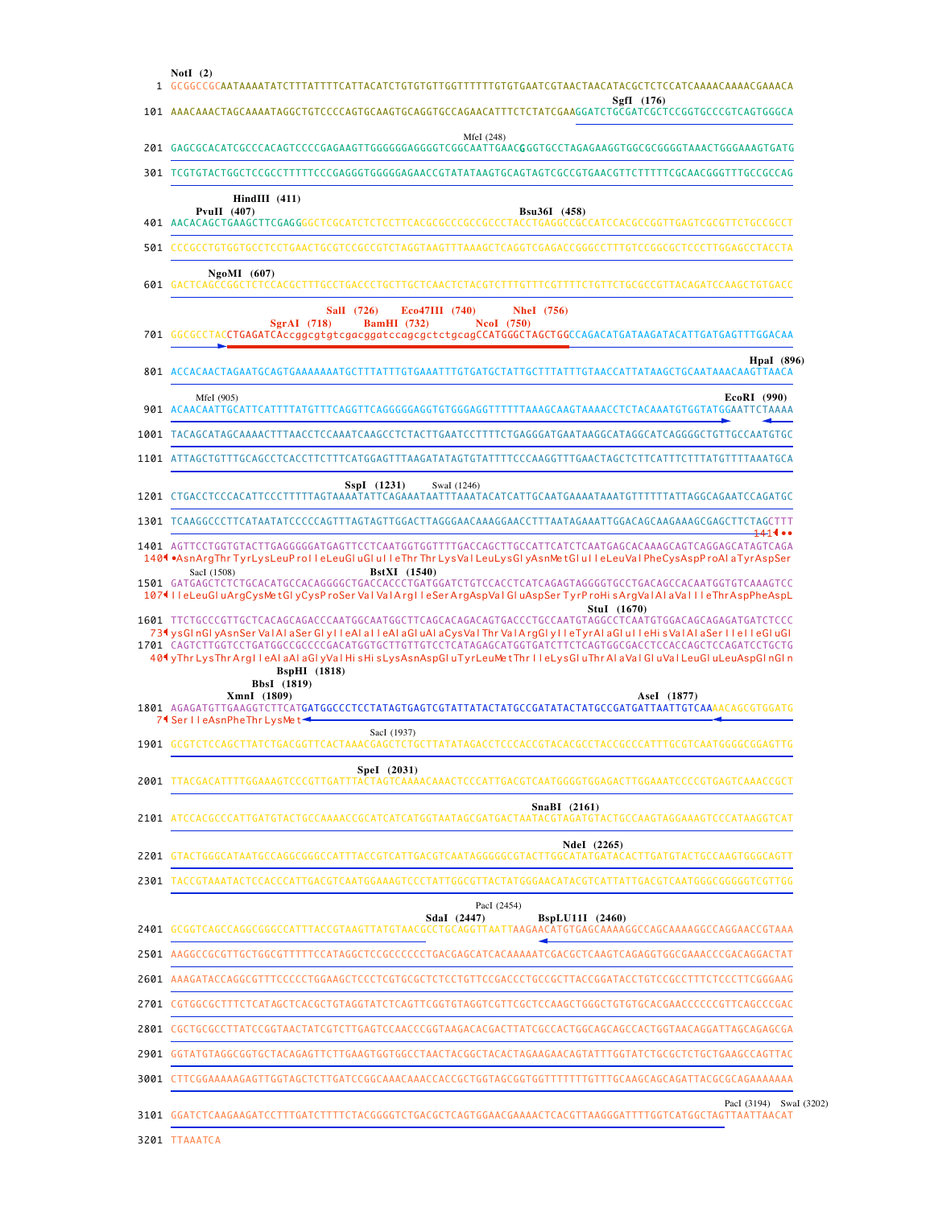```
NotI (2)
   1 GCGGCCGCAATAAAATATCTTTATTTTCATTACATCTGTGTGTTGGTTTTTTGTGTGAATCGTAACTAACATACGCTCTCCATCAAAACAAAACGAAACA
                                                                                   SgfI (176)
 101 AAACAAACTAGCAAAATAGGCTGTCCCCAGTGCAAGTGCAGGTGCCAGAACATTTCTCTATCGAAGGATCTGCGATCGCTCCGGTGCCCGTCAGTGGGCA
                                                              MfeI (248)
 201 GAGCGCACATCGCCCACAGTCCCCGAGAAGTTGGGGGGAGGGGTCGGCAATTGAACGGGTGCCTAGAGAAGGTGGCGCGGGGTAAACTGGGAAAGTGATG
 301 TCGTGTACTGGCTCCGCCTTTTTCCCGAGGGTGGGGGAGAACCGTATATAAGTGCAGTAGTCGCCGTGAACGTTCTTTTTCGCAACGGGTTTGCCGCCAG
              HindIII (411)
       PvuII (407)                                          Bsu36I (458)
 401 AACACAGCTGAAGCTTCGAGGGGCTCGCATCTCTCCTTCACGCGCCCGCCGCCCTACCTGAGGCCGCCATCCACGCCGGTTGAGTCGCGTTCTGCCGCCT
 501 CCCGCCTGTGGTGCCTCCTGAACTGCGTCCGCCGTCTAGGTAAGTTTAAAGCTCAGGTCGAGACCGGGCCTTTGTCCGGCGCTCCCTTGGAGCCTACCTA
       NgoMI (607)
 601 GACTCAGCCGGCTCTCCACGCTTTGCCTGACCCTGCTTGCTCAACTCTACGTCTTTGTTTCGTTTTCTGTTCTGCGCCGTTACAGATCCAAGCTGTGACC
                       SalI (726)   Eco47III (740)     NheI (756)
               SgrAI (718)   BamHI (732)       NcoI (750)
 701 GGCGCCTACCTGAGATCACcggcgtgtcgacggatccagcgctctgcagCCATGGGCTAGCTGGCCAGACATGATAAGATACATTGATGAGTTTGGACAA
                                                                                               HpaI (896)
 801 ACCACAACTAGAATGCAGTGAAAAAAATGCTTTATTTGTGAAATTTGTGATGCTATTGCTTTATTTGTAACCATTATAAGCTGCAATAAACAAGTTAACA
     MfeI (905)                                                                               EcoRI (990)
 901 ACAACAATTGCATTCATTTTATGTTTCAGGTTCAGGGGGAGGTGTGGGAGGTTTTTTAAAGCAAGTAAAACCTCTACAAATGTGGTATGGAATTCTAAAA
1001 TACAGCATAGCAAAACTTTAACCTCCAAATCAAGCCTCTACTTGAATCCTTTTCTGAGGGATGAATAAGGCATAGGCATCAGGGGCTGTTGCCAATGTGC
1101 ATTAGCTGTTTGCAGCCTCACCTTCTTTCATGGAGTTTAAGATATAGTGTATTTTCCCAAGGTTTGAACTAGCTCTTCATTTCTTTATGTTTTAAATGCA
                             SspI (1231)       SwaI (1246)
1201 CTGACCTCCCACATTCCCTTTTTAGTAAAATATTCAGAAATAATTTAAATACATCATTGCATTGAAAATAAATGTTTTTTATTAGGCAGAATCCAGATGC
1301 TCAAGGCCCTTCATAATATCCCCCAGTTTAGTAGTTGGACTTAGGGAACAAAGGAACCTTTAATAGAAATTGGACAGCAAGAAAGCGAGCTTCTAGCTTT
                                                                                                  141◄ ••
1401 AGTTCCTGGTGTACTTGAGGGGGATGAGTTCCTCAATGGTGGTTTTGACCAGCTTGCCATTCATCTCAATGAGCACAAAGCAGTCAGGAGCATAGTCAGA
 140◄ •AsnArgThrTyrLysLeuProIleLeuGluGluIleThrThrLysValLeuLysGlyAsnMetGluIleLeuValPheCysAspProAlaTyrAspSer
        SacI (1508)                    BstXI (1540)
1501 GATGAGCTCTCTGCACATGCCACAGGGGCTGACCACCCTGATGGATCTGTCCACCTCATCAGAGTAGGGGTGCCTGACAGCCACAATGGTGTCAAAGTCC
 107◄ IleLeuGluArgCysMetGlyCysProSerValValArgIleSerArgAspValGluAspSerTyrProHisArgValAlaValIleThrAspPheAspL
                                                                                StuI (1670)
1601 TTCTGCCCGTTGCTCACAGCAGACCCAATGGCAATGGCTTCAGCACAGACAGTGACCCTGCCAATGTAGGCCTCAATGTGGACAGCAGAGATGATCTCCC
  73◄ ysGlnGlyAsnSerValAlaSerGlyIleAlaIleAlaGluAlaCysValThrValArgGlyIleTyrAlaGluIleHisValAlaSerIleIleGluGl
1701 CAGTCTTGGTCCTGATGGCCGCCCCGACATGGTGCTTGTTGTCCTCATAGAGCATGGTGATCTTCTCAGTGGCGACCTCCACCAGCTCCAGATCCTGCTG
  40◄ yThrLysThrArgIleAlaAlaGlyValHisHisLysAsnAspGluTyrLeuMetThrIleLysGluThrAlaValGluValLeuGluLeuAspGlnGln
                     BspHI (1818)
                  BbsI (1819)
           XmnI (1809)                                                           AseI (1877)
1801 AGAGATGTTGAAGGTCTTCATGATGGCCCTCCTATAGTGAGTCGTATTATACTATGCCGATATACTATGCCGATGATTAATTGTCAAAACAGCGTGGATG
   7◄ SerIleAsnPheThrLysMet
                                                    SacI (1937)
1901 GCGTCTCCAGCTTATCTGACGGTTCACTAAACGAGCTCTGCTTATATAGACCTCCCACCGTACACGCCTACCGCCCATTTGCGTCAATGGGGCGGAGTTG
                             SpeI (2031)
2001 TTACGACATTTTGGAAAGTCCCGTTGATTTACTAGTCAAAACAAACTCCCATTGACGTCAATGGGGTGGAGACTTGGAAATCCCCGTGAGTCAAACCGCT
                                                                           SnaBI (2161)
2101 ATCCACGCCCATTGATGTACTGCCAAAACCGCATCATCATGGTAATAGCGATGACTAATACGTAGATGTACTGCCAAGTAGGAAAGTCCCATAAGGTCAT
                                                                          NdeI (2265)
2201 GTACTGGGCATAATGCCAGGCGGGCCATTTACCGTCATTGACGTCAATAGGGGGCGTACTTGGCATATGATACACTTGATGTACTGCCAAGTGGGCAGTT
2301 TACCGTAAATACTCCACCCATTGACGTCAATGGAAAGTCCCTATTGGCGTTACTATGGGAACATACGTCATTATTGACGTCAATGGGCGGGGGTCGTTGG
                                                           PacI (2454)
                                            SdaI (2447)            BspLU11I (2460)
2401 GCGGTCAGCCAGGCGGGCCATTTACCGTAAGTTATGTAACGCCTGCAGGTTAATTAAGAACATGTGAGCAAAAGGCCAGCAAAAGGCCAGGAACCGTAAA
2501 AAGGCCGCGTTGCTGGCGTTTTTCCATAGGCTCCGCCCCCCTGACGAGCATCACAAAAATCGACGCTCAAGTCAGAGGTGGCGAAACCCGACAGGACTAT
2601 AAAGATACCAGGCGTTTCCCCCTGGAAGCTCCCTCGTGCGCTCTCCTGTTCCGACCCTGCCGCTTACCGGATACCTGTCCGCCTTTCTCCCTTCGGGAAG
2701 CGTGGCGCTTTCTCATAGCTCACGCTGTAGGTATCTCAGTTCGGTGTAGGTCGTTCGCTCCAAGCTGGGCTGTGTGCACGAACCCCCCGTTCAGCCCGAC
2801 CGCTGCGCCTTATCCGGTAACTATCGTCTTGAGTCCAACCCGGTAAGACACGACTTATCGCCACTGGCAGCAGCCACTGGTAACAGGATTAGCAGAGCGA
2901 GGTATGTAGGCGGTGCTACAGAGTTCTTGAAGTGGTGGCCTAACTACGGCTACACTAGAAGAACAGTATTTGGTATCTGCGCTCTGCTGAAGCCAGTTAC
3001 CTTCGGAAAAAGAGTTGGTAGCTCTTGATCCGGCAAACAAACCACCGCTGGTAGCGGTGGTTTTTTTGTTTGCAAGCAGCAGATTACGCGCAGAAAAAAA
                                                                                     PacI (3194)  SwaI (3202)
3101 GGATCTCAAGAAGATCCTTTGATCTTTTCTACGGGGTCTGACGCTCAGTGGAACGAAAACTCACGTTAAGGGATTTTGGTCATGGCTAGTTAATTAACAT
3201 TTAAATCA
```